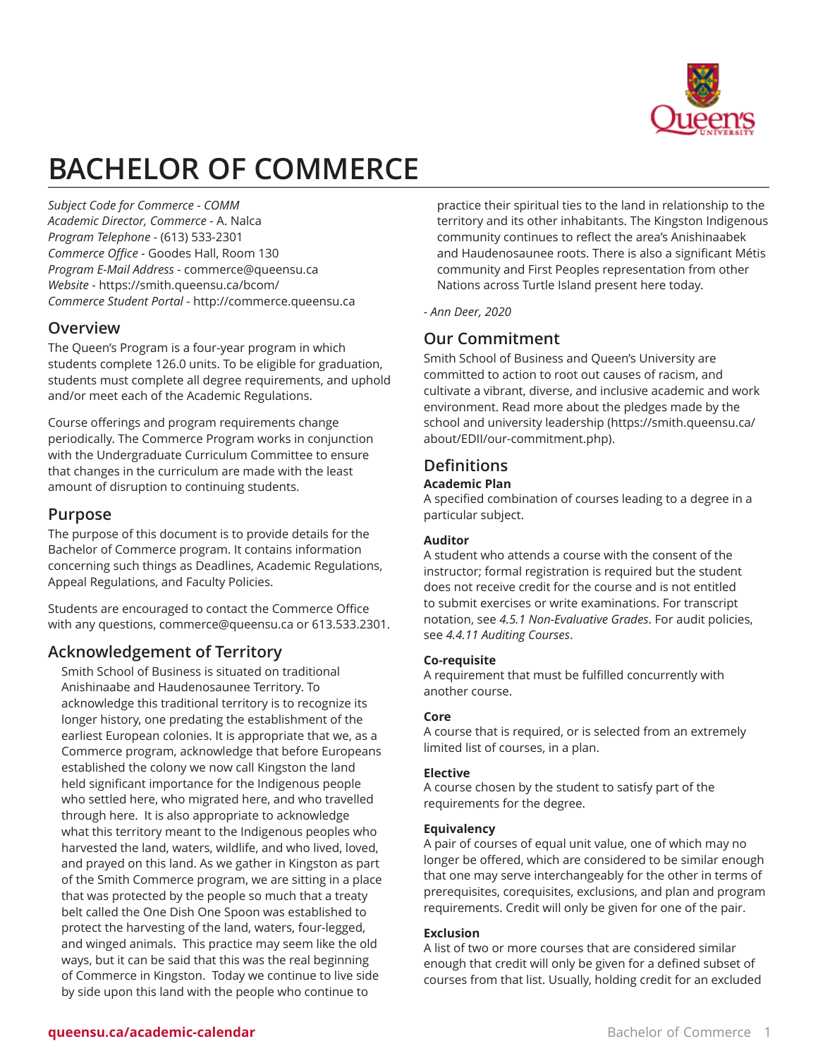# BACHELOR OF COMMERCE

*Subject Code for Commerce* - COMM
*Academic Director, Commerce* - A. Nalca
*Program Telephone* - (613) 533-2301
*Commerce Office* - Goodes Hall, Room 130
*Program E-Mail Address* - commerce@queensu.ca
*Website* - https://smith.queensu.ca/bcom/
*Commerce Student Portal* - http://commerce.queensu.ca

## Overview

The Queen's Program is a four-year program in which students complete 126.0 units. To be eligible for graduation, students must complete all degree requirements, and uphold and/or meet each of the Academic Regulations.

Course offerings and program requirements change periodically. The Commerce Program works in conjunction with the Undergraduate Curriculum Committee to ensure that changes in the curriculum are made with the least amount of disruption to continuing students.

## Purpose

The purpose of this document is to provide details for the Bachelor of Commerce program. It contains information concerning such things as Deadlines, Academic Regulations, Appeal Regulations, and Faculty Policies.

Students are encouraged to contact the Commerce Office with any questions, commerce@queensu.ca or 613.533.2301.

## Acknowledgement of Territory

Smith School of Business is situated on traditional Anishinaabe and Haudenosaunee Territory. To acknowledge this traditional territory is to recognize its longer history, one predating the establishment of the earliest European colonies. It is appropriate that we, as a Commerce program, acknowledge that before Europeans established the colony we now call Kingston the land held significant importance for the Indigenous people who settled here, who migrated here, and who travelled through here. It is also appropriate to acknowledge what this territory meant to the Indigenous peoples who harvested the land, waters, wildlife, and who lived, loved, and prayed on this land. As we gather in Kingston as part of the Smith Commerce program, we are sitting in a place that was protected by the people so much that a treaty belt called the One Dish One Spoon was established to protect the harvesting of the land, waters, four-legged, and winged animals. This practice may seem like the old ways, but it can be said that this was the real beginning of Commerce in Kingston. Today we continue to live side by side upon this land with the people who continue to practice their spiritual ties to the land in relationship to the territory and its other inhabitants. The Kingston Indigenous community continues to reflect the area's Anishinaabek and Haudenosaunee roots. There is also a significant Métis community and First Peoples representation from other Nations across Turtle Island present here today.

*- Ann Deer, 2020*

## Our Commitment

Smith School of Business and Queen's University are committed to action to root out causes of racism, and cultivate a vibrant, diverse, and inclusive academic and work environment. Read more about the pledges made by the school and university leadership (https://smith.queensu.ca/about/EDII/our-commitment.php).

## Definitions

**Academic Plan**
A specified combination of courses leading to a degree in a particular subject.

**Auditor**
A student who attends a course with the consent of the instructor; formal registration is required but the student does not receive credit for the course and is not entitled to submit exercises or write examinations. For transcript notation, see *4.5.1 Non-Evaluative Grades*. For audit policies, see *4.4.11 Auditing Courses*.

**Co-requisite**
A requirement that must be fulfilled concurrently with another course.

**Core**
A course that is required, or is selected from an extremely limited list of courses, in a plan.

**Elective**
A course chosen by the student to satisfy part of the requirements for the degree.

**Equivalency**
A pair of courses of equal unit value, one of which may no longer be offered, which are considered to be similar enough that one may serve interchangeably for the other in terms of prerequisites, corequisites, exclusions, and plan and program requirements. Credit will only be given for one of the pair.

**Exclusion**
A list of two or more courses that are considered similar enough that credit will only be given for a defined subset of courses from that list. Usually, holding credit for an excluded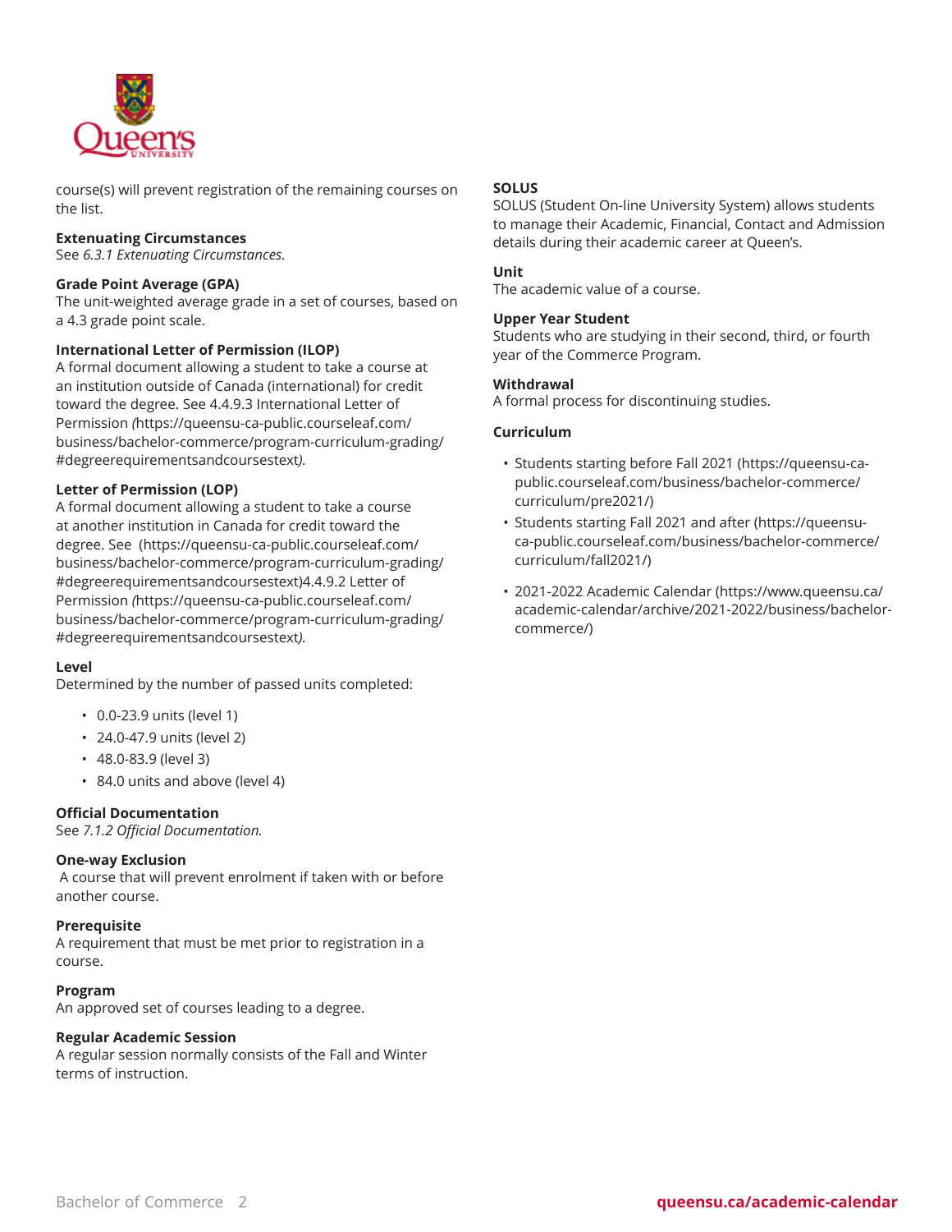course(s) will prevent registration of the remaining courses on the list.

**Extenuating Circumstances**
See *6.3.1 Extenuating Circumstances.*

**Grade Point Average (GPA)**
The unit-weighted average grade in a set of courses, based on a 4.3 grade point scale.

**International Letter of Permission (ILOP)**
A formal document allowing a student to take a course at an institution outside of Canada (international) for credit toward the degree. See 4.4.9.3 International Letter of Permission *(*https://queensu-ca-public.courseleaf.com/business/bachelor-commerce/program-curriculum-grading/#degreerequirementsandcoursestext*).*

**Letter of Permission (LOP)**
A formal document allowing a student to take a course at another institution in Canada for credit toward the degree. See (https://queensu-ca-public.courseleaf.com/business/bachelor-commerce/program-curriculum-grading/#degreerequirementsandcoursestext)4.4.9.2 Letter of Permission *(*https://queensu-ca-public.courseleaf.com/business/bachelor-commerce/program-curriculum-grading/#degreerequirementsandcoursestext*).*

**Level**
Determined by the number of passed units completed:

- 0.0-23.9 units (level 1)
- 24.0-47.9 units (level 2)
- 48.0-83.9 (level 3)
- 84.0 units and above (level 4)

**Official Documentation**
See *7.1.2 Official Documentation.*

**One-way Exclusion**
A course that will prevent enrolment if taken with or before another course.

**Prerequisite**
A requirement that must be met prior to registration in a course.

**Program**
An approved set of courses leading to a degree.

**Regular Academic Session**
A regular session normally consists of the Fall and Winter terms of instruction.

**SOLUS**
SOLUS (Student On-line University System) allows students to manage their Academic, Financial, Contact and Admission details during their academic career at Queen's.

**Unit**
The academic value of a course.

**Upper Year Student**
Students who are studying in their second, third, or fourth year of the Commerce Program.

**Withdrawal**
A formal process for discontinuing studies.

**Curriculum**

- Students starting before Fall 2021 (https://queensu-ca-public.courseleaf.com/business/bachelor-commerce/curriculum/pre2021/)
- Students starting Fall 2021 and after (https://queensu-ca-public.courseleaf.com/business/bachelor-commerce/curriculum/fall2021/)
- 2021-2022 Academic Calendar (https://www.queensu.ca/academic-calendar/archive/2021-2022/business/bachelor-commerce/)